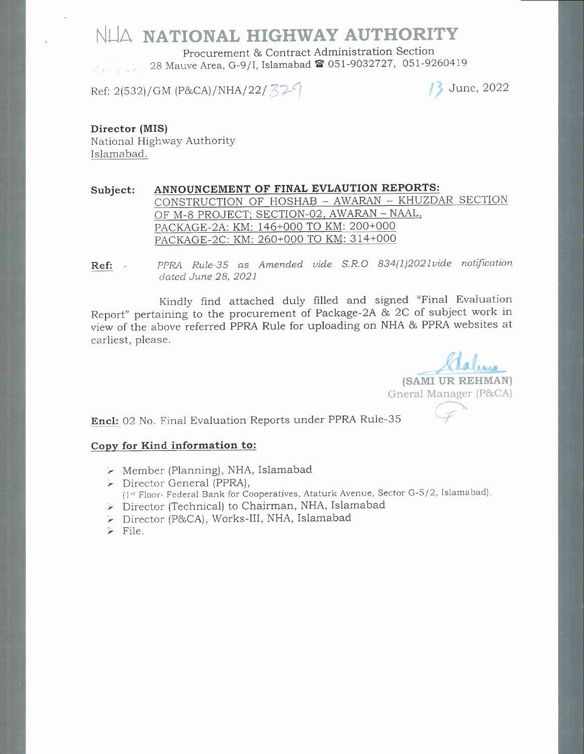# NHA NATIONAL HIGHWAY AUTHORITY

Procurement & Contract Administration Section
28 Mauve Area, G-9/I, Islamabad ☎ 051-9032727, 051-9260419

Ref: 2(532)/GM (P&CA)/NHA/22/ 329

13 June, 2022

**Director (MIS)**
National Highway Authority
Islamabad.

**Subject:** **ANNOUNCEMENT OF FINAL EVLAUTION REPORTS:**
CONSTRUCTION OF HOSHAB – AWARAN – KHUZDAR SECTION OF M-8 PROJECT; SECTION-02, AWARAN – NAAL,
PACKAGE-2A: KM: 146+000 TO KM: 200+000
PACKAGE-2C: KM: 260+000 TO KM: 314+000

**Ref:** - *PPRA Rule-35 as Amended vide S.R.O 834(1)2021vide notification dated June 28, 2021*

Kindly find attached duly filled and signed "Final Evaluation Report" pertaining to the procurement of Package-2A & 2C of subject work in view of the above referred PPRA Rule for uploading on NHA & PPRA websites at earliest, please.

**(SAMI UR REHMAN)**
Gneral Manager (P&CA)

**Encl:** 02 No. Final Evaluation Reports under PPRA Rule-35

**Copy for Kind information to:**

- Member (Planning), NHA, Islamabad
- Director General (PPRA),
  (1st Floor, Federal Bank for Cooperatives, Ataturk Avenue, Sector G-5/2, Islamabad).
- Director (Technical) to Chairman, NHA, Islamabad
- Director (P&CA), Works-III, NHA, Islamabad
- File.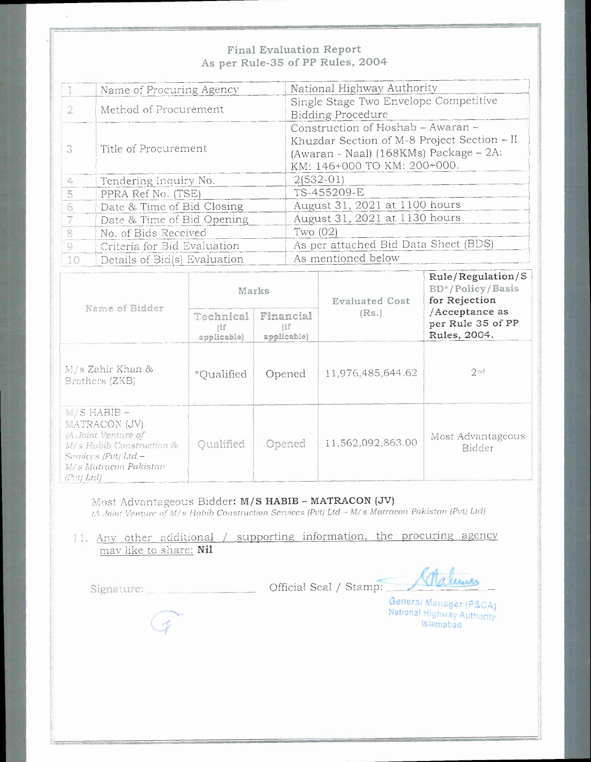# Final Evaluation Report
## As per Rule-35 of PP Rules, 2004

| | | |
|---|---|---|
| 1 | Name of Procuring Agency | National Highway Authority |
| 2 | Method of Procurement | Single Stage Two Envelope Competitive Bidding Procedure |
| 3 | Title of Procurement | Construction of Hoshab – Awaran – Khuzdar Section of M-8 Project Section – II (Awaran - Naal) (168KMs) Package – 2A: KM: 146+000 TO KM: 200+000. |
| 4 | Tendering Inquiry No. | 2(532-01) |
| 5 | PPRA Ref No. (TSE) | TS-455209-E |
| 6 | Date & Time of Bid Closing | August 31, 2021 at 1100 hours |
| 7 | Date & Time of Bid Opening | August 31, 2021 at 1130 hours |
| 8 | No. of Bids Received | Two (02) |
| 9 | Criteria for Bid Evaluation | As per attached Bid Data Sheet (BDS) |
| 10 | Details of Bid(s) Evaluation | As mentioned below |

| Name of Bidder | Marks | | Evaluated Cost (Rs.) | Rule/Regulation/SBD*/Policy/Basis for Rejection /Acceptance as per Rule 35 of PP Rules, 2004. |
|---|---|---|---|---|
| | Technical (if applicable) | Financial (if applicable) | | |
| M/s Zahir Khan & Brothers (ZKB) | *Qualified | Opened | 11,976,485,644.62 | 2nd |
| M/S HABIB – MATRACON (JV) *(A Joint Venture of M/s Habib Construction & Services (Pvt) Ltd – M/s Matracon Pakistan (Pvt) Ltd)* | Qualified | Opened | 11,562,092,863.00 | Most Advantageous Bidder |

Most Advantageous Bidder: **M/S HABIB – MATRACON (JV)**
*(A Joint Venture of M/s Habib Construction Services (Pvt) Ltd – M/s Matracon Pakistan (Pvt) Ltd)*

11. Any other additional / supporting information, the procuring agency may like to share: **Nil**

Signature: ______________ Official Seal / Stamp: ______________

General Manager (P&CA)
National Highway Authority
Islamabad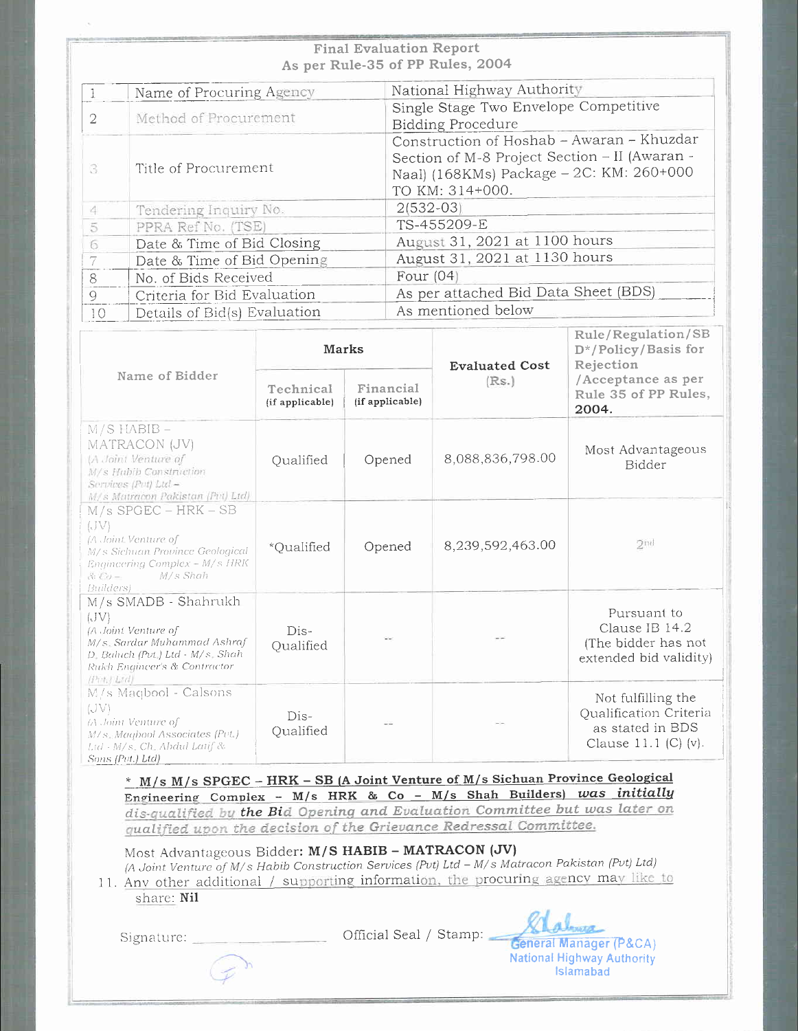# Final Evaluation Report
## As per Rule-35 of PP Rules, 2004

| | | |
|---|---|---|
| 1 | Name of Procuring Agency | National Highway Authority |
| 2 | Method of Procurement | Single Stage Two Envelope Competitive Bidding Procedure |
| 3 | Title of Procurement | Construction of Hoshab – Awaran – Khuzdar Section of M-8 Project Section – II (Awaran - Naal) (168KMs) Package – 2C: KM: 260+000 TO KM: 314+000. |
| 4 | Tendering Inquiry No. | 2(532-03) |
| 5 | PPRA Ref No. (TSE) | TS-455209-E |
| 6 | Date & Time of Bid Closing | August 31, 2021 at 1100 hours |
| 7 | Date & Time of Bid Opening | August 31, 2021 at 1130 hours |
| 8 | No. of Bids Received | Four (04) |
| 9 | Criteria for Bid Evaluation | As per attached Bid Data Sheet (BDS) |
| 10 | Details of Bid(s) Evaluation | As mentioned below |

| Name of Bidder | Marks | | Evaluated Cost (Rs.) | Rule/Regulation/SBD*/Policy/Basis for Rejection /Acceptance as per Rule 35 of PP Rules, 2004. |
|---|---|---|---|---|
| | Technical (if applicable) | Financial (if applicable) | | |
| M/S HABIB – MATRACON (JV) *(A Joint Venture of M/s Habib Construction Services (Pvt) Ltd – M/s Matracon Pakistan (Pvt) Ltd)* | Qualified | Opened | 8,088,836,798.00 | Most Advantageous Bidder |
| M/s SPGEC – HRK – SB (JV) *(A Joint Venture of M/s Sichuan Province Geological Engineering Complex – M/s HRK & Co – M/s Shah Builders)* | *Qualified | Opened | 8,239,592,463.00 | 2nd |
| M/s SMADB - Shahrukh (JV) *(A Joint Venture of M/s. Sardar Muhammad Ashraf D. Baluch (Pvt.) Ltd - M/s. Shah Rukh Engineer's & Contractor (Pvt.) Ltd)* | Dis-Qualified | -- | -- | Pursuant to Clause IB 14.2 (The bidder has not extended bid validity) |
| M/s Maqbool - Calsons (JV) *(A Joint Venture of M/s. Maqbool Associates (Pvt.) Ltd - M/s. Ch. Abdul Latif & Sons (Pvt.) Ltd)* | Dis-Qualified | -- | -- | Not fulfilling the Qualification Criteria as stated in BDS Clause 11.1 (C) (v). |

**\* M/s M/s SPGEC – HRK – SB (A Joint Venture of M/s Sichuan Province Geological Engineering Complex – M/s HRK & Co – M/s Shah Builders)** ***was initially dis-qualified by the Bid Opening and Evaluation Committee but was later on qualified upon the decision of the Grievance Redressal Committee.***

Most Advantageous Bidder: **M/S HABIB – MATRACON (JV)**
*(A Joint Venture of M/s Habib Construction Services (Pvt) Ltd – M/s Matracon Pakistan (Pvt) Ltd)*

11. Any other additional / supporting information, the procuring agency may like to share: **Nil**

Signature: ______________ Official Seal / Stamp:

General Manager (P&CA)
National Highway Authority
Islamabad